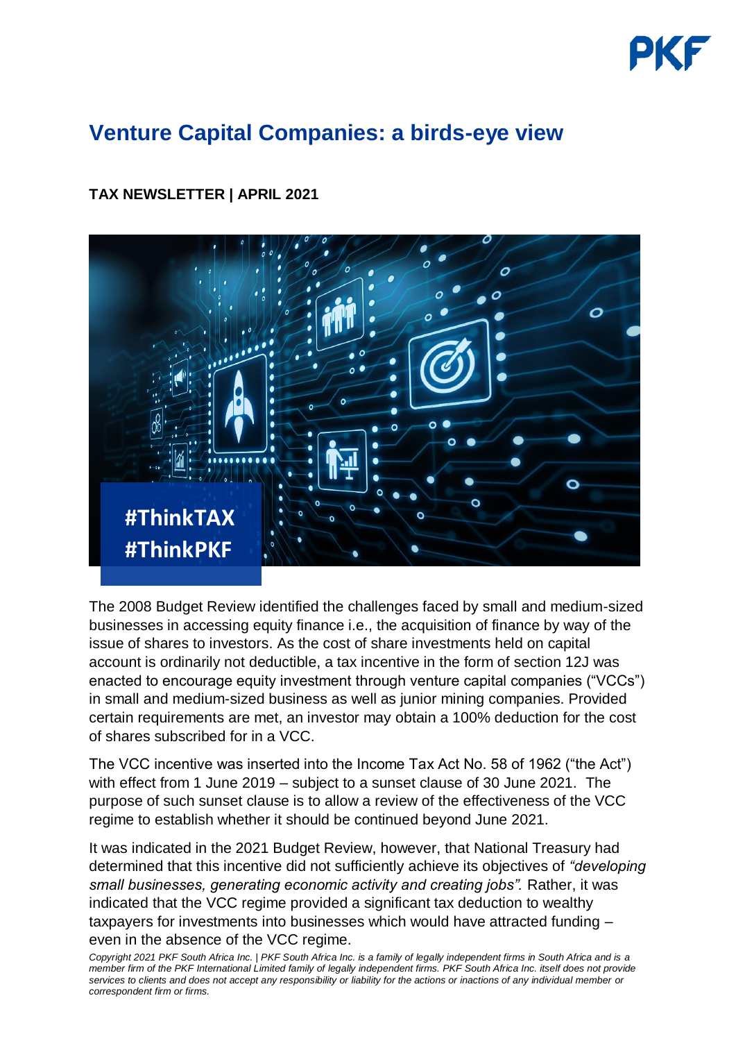# Venture Capital Companies: a birds-eye view

**TAX NEWSLETTER | APRIL 2021**

The 2008 Budget Review identified the challenges faced by small and medium-sized businesses in accessing equity finance i.e., the acquisition of finance by way of the issue of shares to investors. As the cost of share investments held on capital account is ordinarily not deductible, a tax incentive in the form of section 12J was enacted to encourage equity investment through venture capital companies ("VCCs") in small and medium-sized business as well as junior mining companies. Provided certain requirements are met, an investor may obtain a 100% deduction for the cost of shares subscribed for in a VCC.

The VCC incentive was inserted into the Income Tax Act No. 58 of 1962 ("the Act") with effect from 1 June 2019 – subject to a sunset clause of 30 June 2021. The purpose of such sunset clause is to allow a review of the effectiveness of the VCC regime to establish whether it should be continued beyond June 2021.

It was indicated in the 2021 Budget Review, however, that National Treasury had determined that this incentive did not sufficiently achieve its objectives of *"developing small businesses, generating economic activity and creating jobs".* Rather, it was indicated that the VCC regime provided a significant tax deduction to wealthy taxpayers for investments into businesses which would have attracted funding – even in the absence of the VCC regime.

*Copyright 2021 PKF South Africa Inc. | PKF South Africa Inc. is a family of legally independent firms in South Africa and is a member firm of the PKF International Limited family of legally independent firms. PKF South Africa Inc. itself does not provide services to clients and does not accept any responsibility or liability for the actions or inactions of any individual member or correspondent firm or firms.*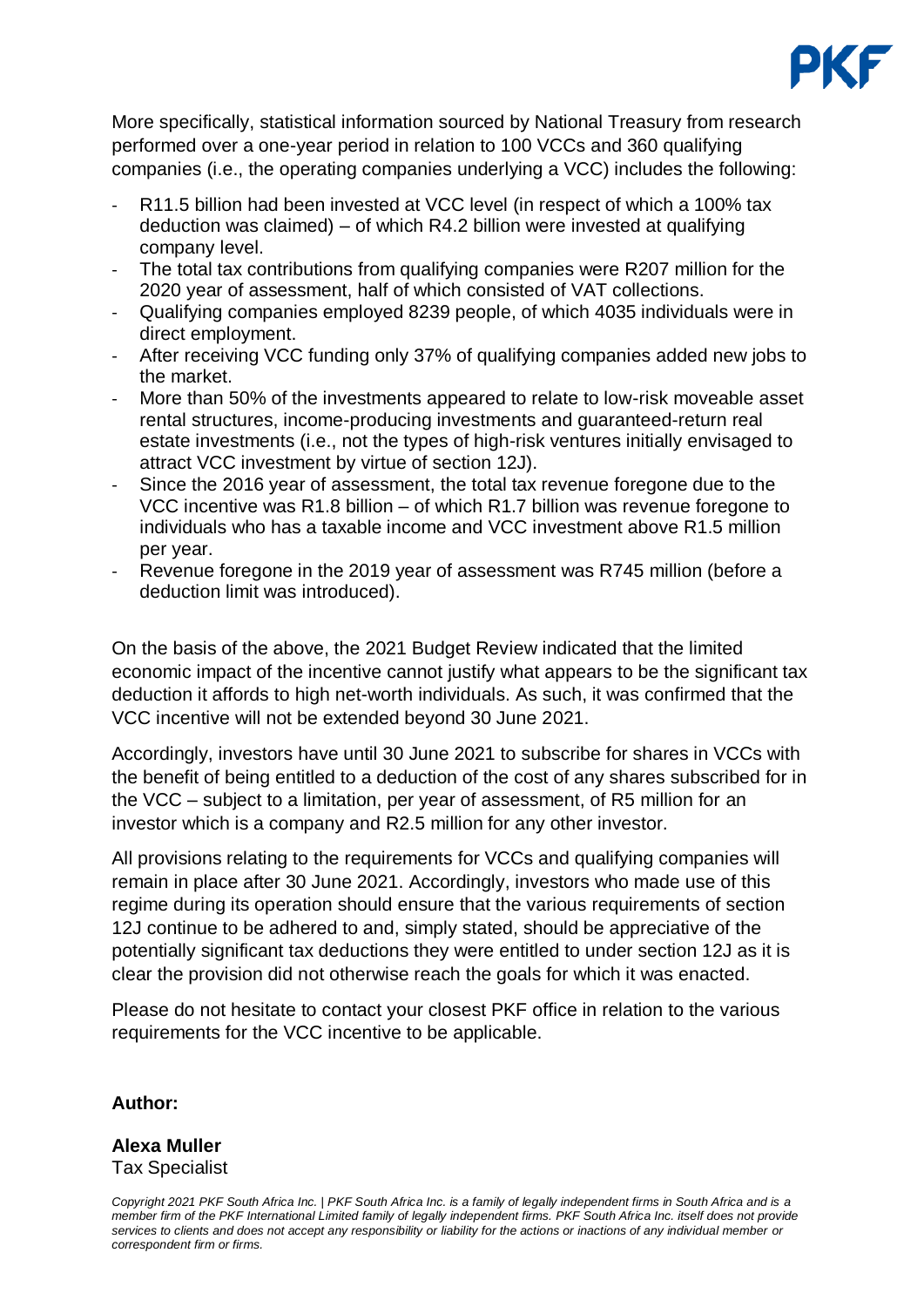More specifically, statistical information sourced by National Treasury from research performed over a one-year period in relation to 100 VCCs and 360 qualifying companies (i.e., the operating companies underlying a VCC) includes the following:

- R11.5 billion had been invested at VCC level (in respect of which a 100% tax deduction was claimed) – of which R4.2 billion were invested at qualifying company level.
- The total tax contributions from qualifying companies were R207 million for the 2020 year of assessment, half of which consisted of VAT collections.
- Qualifying companies employed 8239 people, of which 4035 individuals were in direct employment.
- After receiving VCC funding only 37% of qualifying companies added new jobs to the market.
- More than 50% of the investments appeared to relate to low-risk moveable asset rental structures, income-producing investments and guaranteed-return real estate investments (i.e., not the types of high-risk ventures initially envisaged to attract VCC investment by virtue of section 12J).
- Since the 2016 year of assessment, the total tax revenue foregone due to the VCC incentive was R1.8 billion – of which R1.7 billion was revenue foregone to individuals who has a taxable income and VCC investment above R1.5 million per year.
- Revenue foregone in the 2019 year of assessment was R745 million (before a deduction limit was introduced).

On the basis of the above, the 2021 Budget Review indicated that the limited economic impact of the incentive cannot justify what appears to be the significant tax deduction it affords to high net-worth individuals. As such, it was confirmed that the VCC incentive will not be extended beyond 30 June 2021.

Accordingly, investors have until 30 June 2021 to subscribe for shares in VCCs with the benefit of being entitled to a deduction of the cost of any shares subscribed for in the VCC – subject to a limitation, per year of assessment, of R5 million for an investor which is a company and R2.5 million for any other investor.

All provisions relating to the requirements for VCCs and qualifying companies will remain in place after 30 June 2021. Accordingly, investors who made use of this regime during its operation should ensure that the various requirements of section 12J continue to be adhered to and, simply stated, should be appreciative of the potentially significant tax deductions they were entitled to under section 12J as it is clear the provision did not otherwise reach the goals for which it was enacted.

Please do not hesitate to contact your closest PKF office in relation to the various requirements for the VCC incentive to be applicable.

**Author:**

**Alexa Muller**
Tax Specialist

*Copyright 2021 PKF South Africa Inc. | PKF South Africa Inc. is a family of legally independent firms in South Africa and is a member firm of the PKF International Limited family of legally independent firms. PKF South Africa Inc. itself does not provide services to clients and does not accept any responsibility or liability for the actions or inactions of any individual member or correspondent firm or firms.*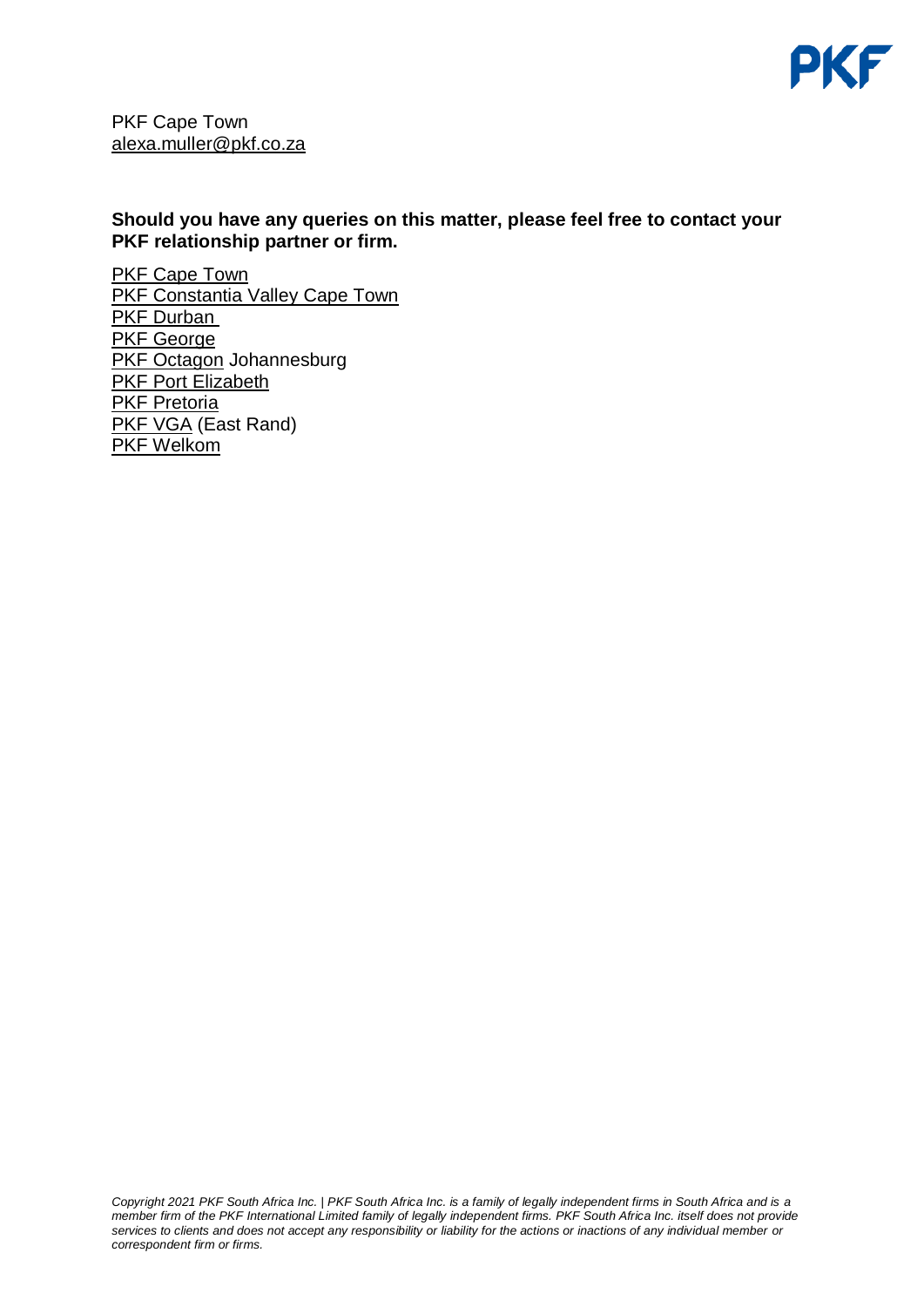PKF Cape Town
alexa.muller@pkf.co.za

**Should you have any queries on this matter, please feel free to contact your PKF relationship partner or firm.**

PKF Cape Town
PKF Constantia Valley Cape Town
PKF Durban
PKF George
PKF Octagon Johannesburg
PKF Port Elizabeth
PKF Pretoria
PKF VGA (East Rand)
PKF Welkom

*Copyright 2021 PKF South Africa Inc. | PKF South Africa Inc. is a family of legally independent firms in South Africa and is a member firm of the PKF International Limited family of legally independent firms. PKF South Africa Inc. itself does not provide services to clients and does not accept any responsibility or liability for the actions or inactions of any individual member or correspondent firm or firms.*